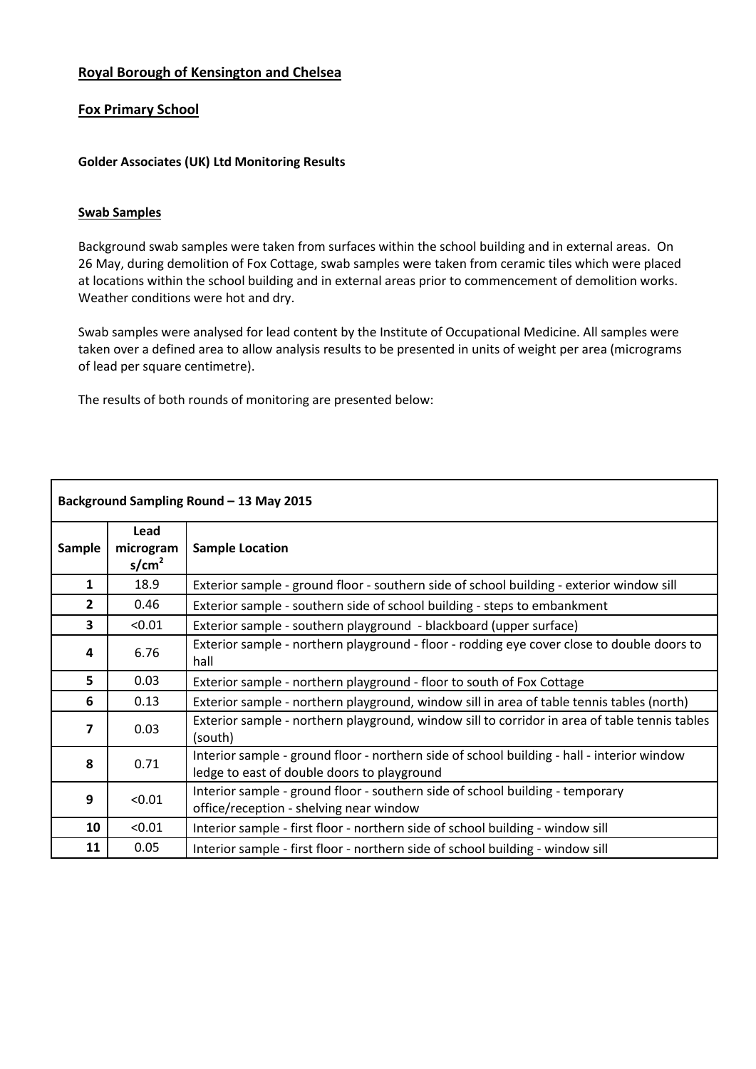## Royal Borough of Kensington and Chelsea

## Fox Primary School

**Golder Associates (UK) Ltd Monitoring Results**

### Swab Samples

Background swab samples were taken from surfaces within the school building and in external areas. On 26 May, during demolition of Fox Cottage, swab samples were taken from ceramic tiles which were placed at locations within the school building and in external areas prior to commencement of demolition works. Weather conditions were hot and dry.

Swab samples were analysed for lead content by the Institute of Occupational Medicine. All samples were taken over a defined area to allow analysis results to be presented in units of weight per area (micrograms of lead per square centimetre).

The results of both rounds of monitoring are presented below:

| Background Sampling Round – 13 May 2015 | | |
|---|---|---|
| **Sample** | **Lead micrograms/cm$^2$** | **Sample Location** |
| **1** | 18.9 | Exterior sample - ground floor - southern side of school building - exterior window sill |
| **2** | 0.46 | Exterior sample - southern side of school building - steps to embankment |
| **3** | <0.01 | Exterior sample - southern playground - blackboard (upper surface) |
| **4** | 6.76 | Exterior sample - northern playground - floor - rodding eye cover close to double doors to hall |
| **5** | 0.03 | Exterior sample - northern playground - floor to south of Fox Cottage |
| **6** | 0.13 | Exterior sample - northern playground, window sill in area of table tennis tables (north) |
| **7** | 0.03 | Exterior sample - northern playground, window sill to corridor in area of table tennis tables (south) |
| **8** | 0.71 | Interior sample - ground floor - northern side of school building - hall - interior window ledge to east of double doors to playground |
| **9** | <0.01 | Interior sample - ground floor - southern side of school building - temporary office/reception - shelving near window |
| **10** | <0.01 | Interior sample - first floor - northern side of school building - window sill |
| **11** | 0.05 | Interior sample - first floor - northern side of school building - window sill |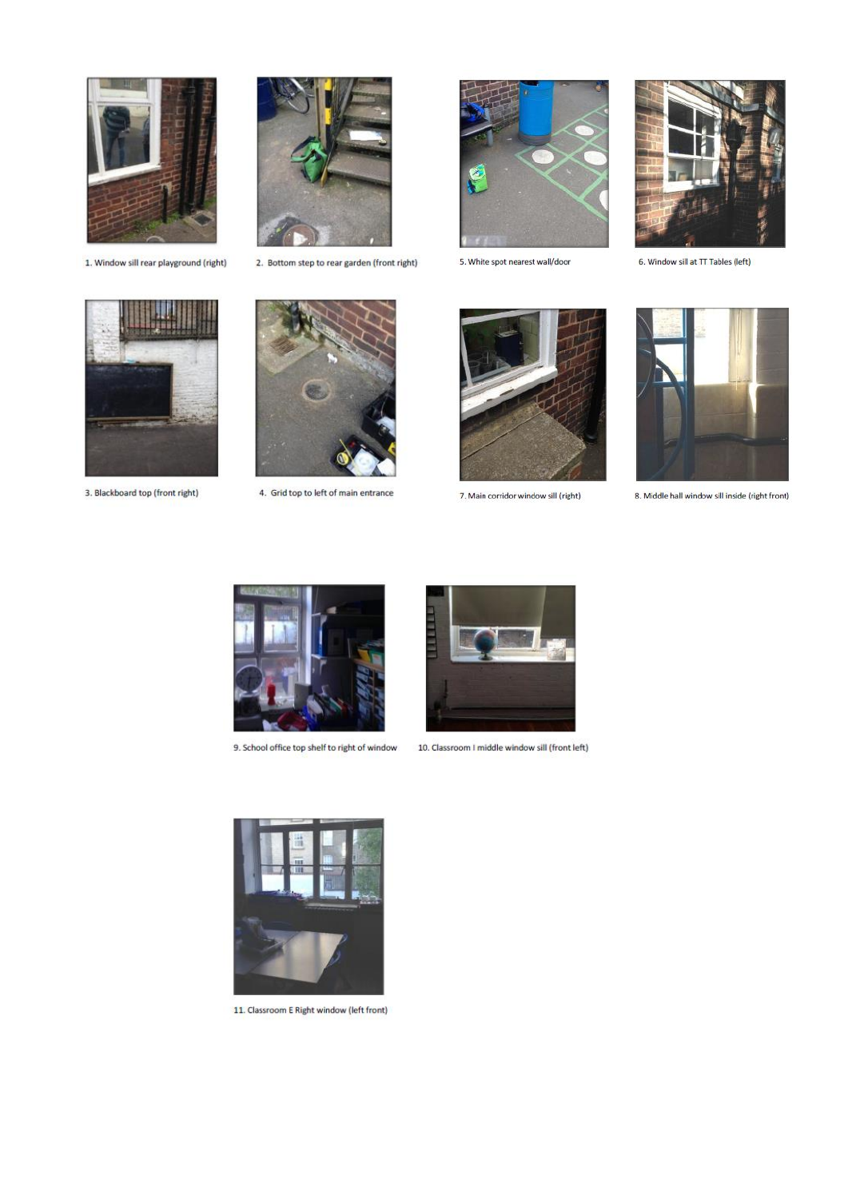1. Window sill rear playground (right)

2. Bottom step to rear garden (front right)

5. White spot nearest wall/door

6. Window sill at TT Tables (left)

3. Blackboard top (front right)

4. Grid top to left of main entrance

7. Main corridor window sill (right)

8. Middle hall window sill inside (right front)

9. School office top shelf to right of window

10. Classroom I middle window sill (front left)

11. Classroom E Right window (left front)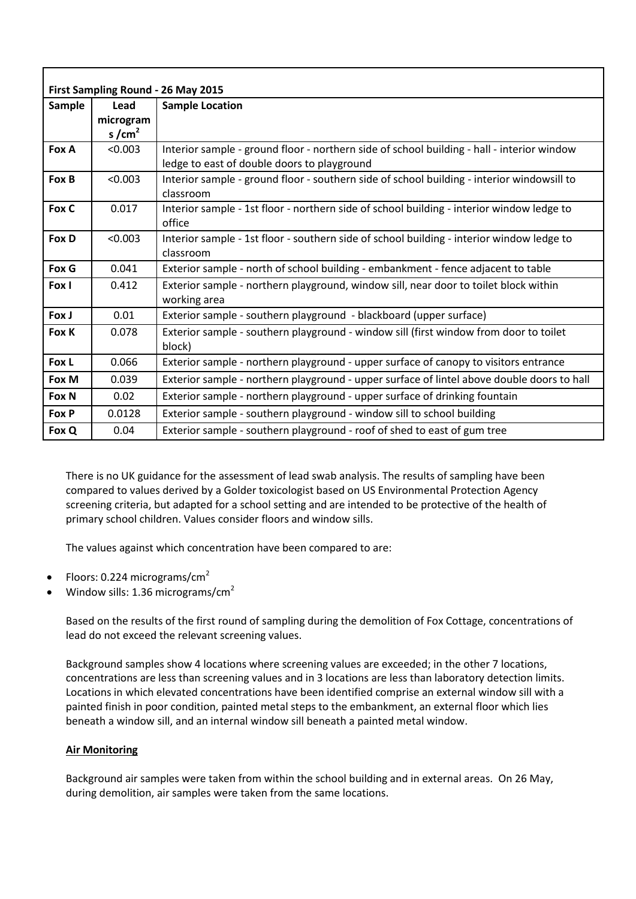| First Sampling Round - 26 May 2015 | | |
|---|---|---|
| **Sample** | **Lead micrograms /cm$^2$** | **Sample Location** |
| **Fox A** | <0.003 | Interior sample - ground floor - northern side of school building - hall - interior window ledge to east of double doors to playground |
| **Fox B** | <0.003 | Interior sample - ground floor - southern side of school building - interior windowsill to classroom |
| **Fox C** | 0.017 | Interior sample - 1st floor - northern side of school building - interior window ledge to office |
| **Fox D** | <0.003 | Interior sample - 1st floor - southern side of school building - interior window ledge to classroom |
| **Fox G** | 0.041 | Exterior sample - north of school building - embankment - fence adjacent to table |
| **Fox I** | 0.412 | Exterior sample - northern playground, window sill, near door to toilet block within working area |
| **Fox J** | 0.01 | Exterior sample - southern playground - blackboard (upper surface) |
| **Fox K** | 0.078 | Exterior sample - southern playground - window sill (first window from door to toilet block) |
| **Fox L** | 0.066 | Exterior sample - northern playground - upper surface of canopy to visitors entrance |
| **Fox M** | 0.039 | Exterior sample - northern playground - upper surface of lintel above double doors to hall |
| **Fox N** | 0.02 | Exterior sample - northern playground - upper surface of drinking fountain |
| **Fox P** | 0.0128 | Exterior sample - southern playground - window sill to school building |
| **Fox Q** | 0.04 | Exterior sample - southern playground - roof of shed to east of gum tree |

There is no UK guidance for the assessment of lead swab analysis. The results of sampling have been compared to values derived by a Golder toxicologist based on US Environmental Protection Agency screening criteria, but adapted for a school setting and are intended to be protective of the health of primary school children. Values consider floors and window sills.

The values against which concentration have been compared to are:

- Floors: 0.224 micrograms/cm$^2$
- Window sills: 1.36 micrograms/cm$^2$

Based on the results of the first round of sampling during the demolition of Fox Cottage, concentrations of lead do not exceed the relevant screening values.

Background samples show 4 locations where screening values are exceeded; in the other 7 locations, concentrations are less than screening values and in 3 locations are less than laboratory detection limits. Locations in which elevated concentrations have been identified comprise an external window sill with a painted finish in poor condition, painted metal steps to the embankment, an external floor which lies beneath a window sill, and an internal window sill beneath a painted metal window.

**Air Monitoring**

Background air samples were taken from within the school building and in external areas. On 26 May, during demolition, air samples were taken from the same locations.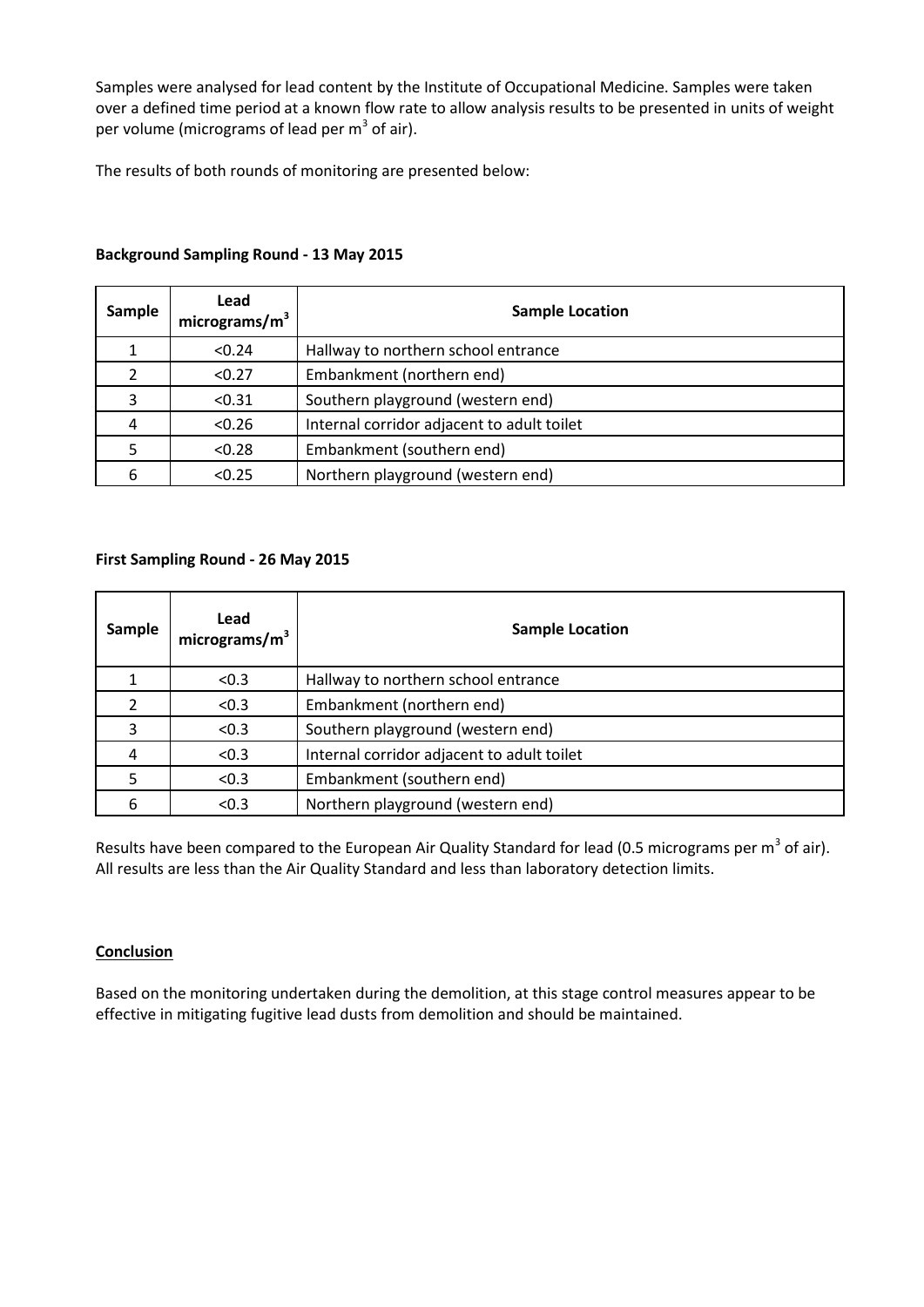Samples were analysed for lead content by the Institute of Occupational Medicine. Samples were taken over a defined time period at a known flow rate to allow analysis results to be presented in units of weight per volume (micrograms of lead per $m^3$ of air).

The results of both rounds of monitoring are presented below:

**Background Sampling Round - 13 May 2015**

| Sample | Lead micrograms/$m^3$ | Sample Location |
|---|---|---|
| 1 | <0.24 | Hallway to northern school entrance |
| 2 | <0.27 | Embankment (northern end) |
| 3 | <0.31 | Southern playground (western end) |
| 4 | <0.26 | Internal corridor adjacent to adult toilet |
| 5 | <0.28 | Embankment (southern end) |
| 6 | <0.25 | Northern playground (western end) |

**First Sampling Round - 26 May 2015**

| Sample | Lead micrograms/$m^3$ | Sample Location |
|---|---|---|
| 1 | <0.3 | Hallway to northern school entrance |
| 2 | <0.3 | Embankment (northern end) |
| 3 | <0.3 | Southern playground (western end) |
| 4 | <0.3 | Internal corridor adjacent to adult toilet |
| 5 | <0.3 | Embankment (southern end) |
| 6 | <0.3 | Northern playground (western end) |

Results have been compared to the European Air Quality Standard for lead (0.5 micrograms per $m^3$ of air). All results are less than the Air Quality Standard and less than laboratory detection limits.

**Conclusion**

Based on the monitoring undertaken during the demolition, at this stage control measures appear to be effective in mitigating fugitive lead dusts from demolition and should be maintained.